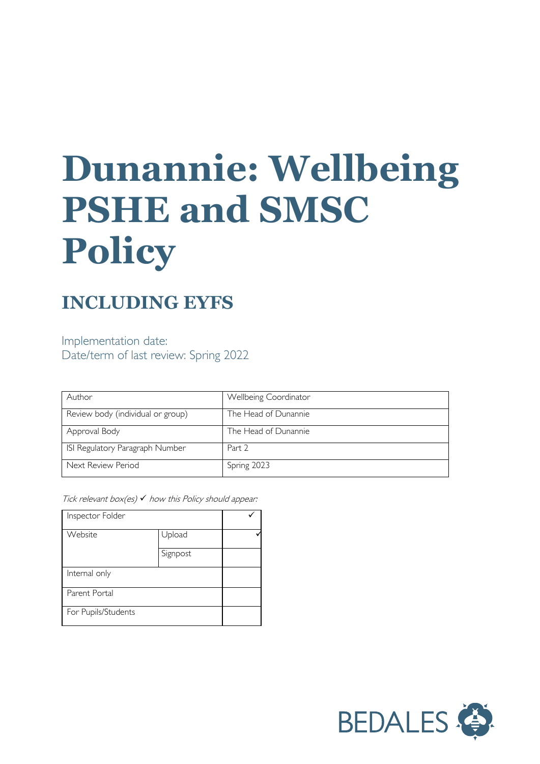# Dunannie: Wellbeing PSHE and SMSC Policy

## INCLUDING EYFS

Implementation date:
Date/term of last review: Spring 2022

| Author | Wellbeing Coordinator |
|---|---|
| Review body (individual or group) | The Head of Dunannie |
| Approval Body | The Head of Dunannie |
| ISI Regulatory Paragraph Number | Part 2 |
| Next Review Period | Spring 2023 |

*Tick relevant box(es) ✓ how this Policy should appear:*

| Inspector Folder | | ✓ |
|---|---|---|
| Website | Upload | ✓ |
| | Signpost | |
| Internal only | | |
| Parent Portal | | |
| For Pupils/Students | | |

BEDALES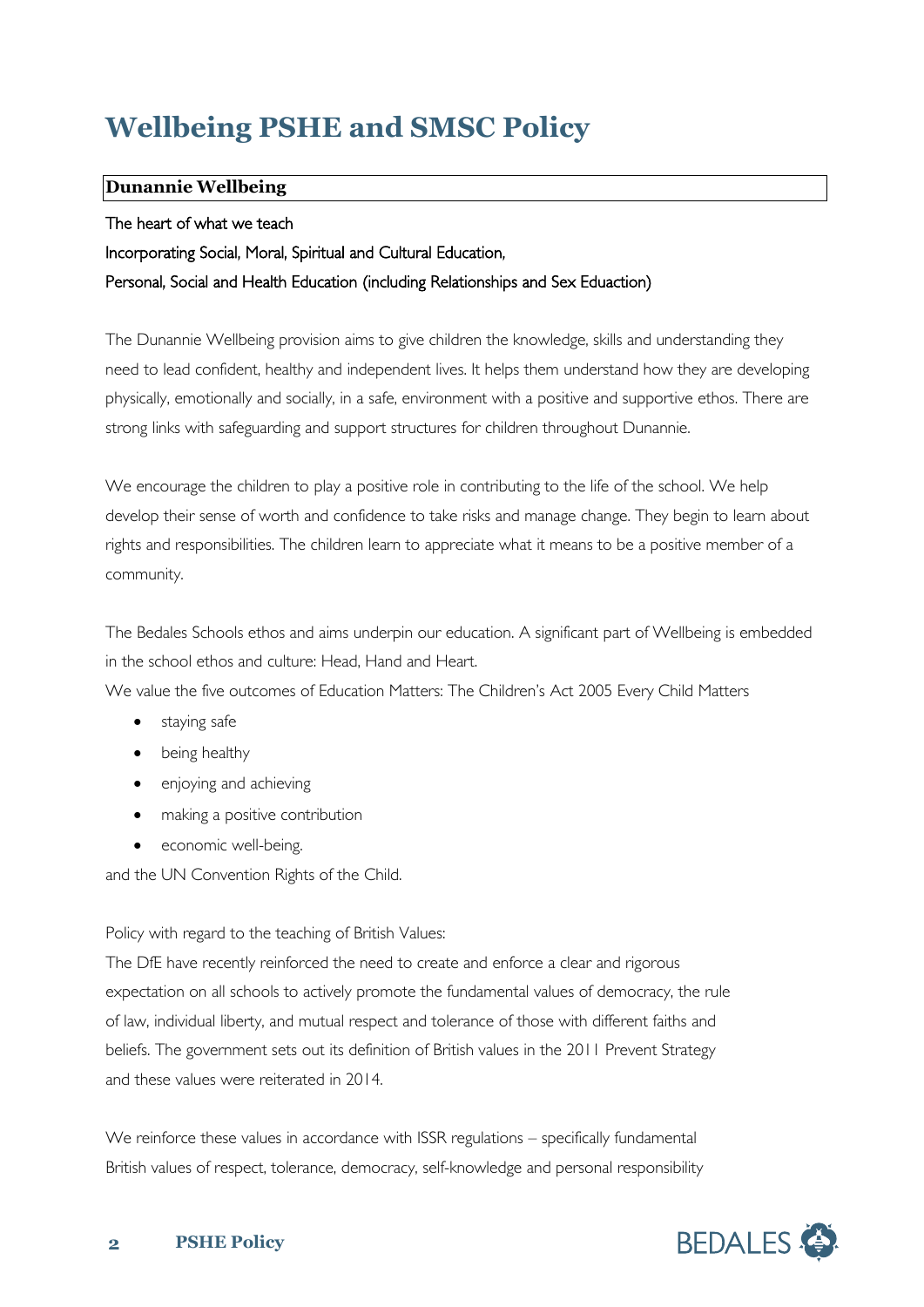# Wellbeing PSHE and SMSC Policy

**Dunannie Wellbeing**

The heart of what we teach

Incorporating Social, Moral, Spiritual and Cultural Education,

Personal, Social and Health Education (including Relationships and Sex Eduaction)

The Dunannie Wellbeing provision aims to give children the knowledge, skills and understanding they need to lead confident, healthy and independent lives. It helps them understand how they are developing physically, emotionally and socially, in a safe, environment with a positive and supportive ethos. There are strong links with safeguarding and support structures for children throughout Dunannie.

We encourage the children to play a positive role in contributing to the life of the school. We help develop their sense of worth and confidence to take risks and manage change. They begin to learn about rights and responsibilities. The children learn to appreciate what it means to be a positive member of a community.

The Bedales Schools ethos and aims underpin our education. A significant part of Wellbeing is embedded in the school ethos and culture: Head, Hand and Heart.

We value the five outcomes of Education Matters: The Children's Act 2005 Every Child Matters

- staying safe
- being healthy
- enjoying and achieving
- making a positive contribution
- economic well-being.

and the UN Convention Rights of the Child.

Policy with regard to the teaching of British Values:

The DfE have recently reinforced the need to create and enforce a clear and rigorous expectation on all schools to actively promote the fundamental values of democracy, the rule of law, individual liberty, and mutual respect and tolerance of those with different faiths and beliefs. The government sets out its definition of British values in the 2011 Prevent Strategy and these values were reiterated in 2014.

We reinforce these values in accordance with ISSR regulations – specifically fundamental British values of respect, tolerance, democracy, self-knowledge and personal responsibility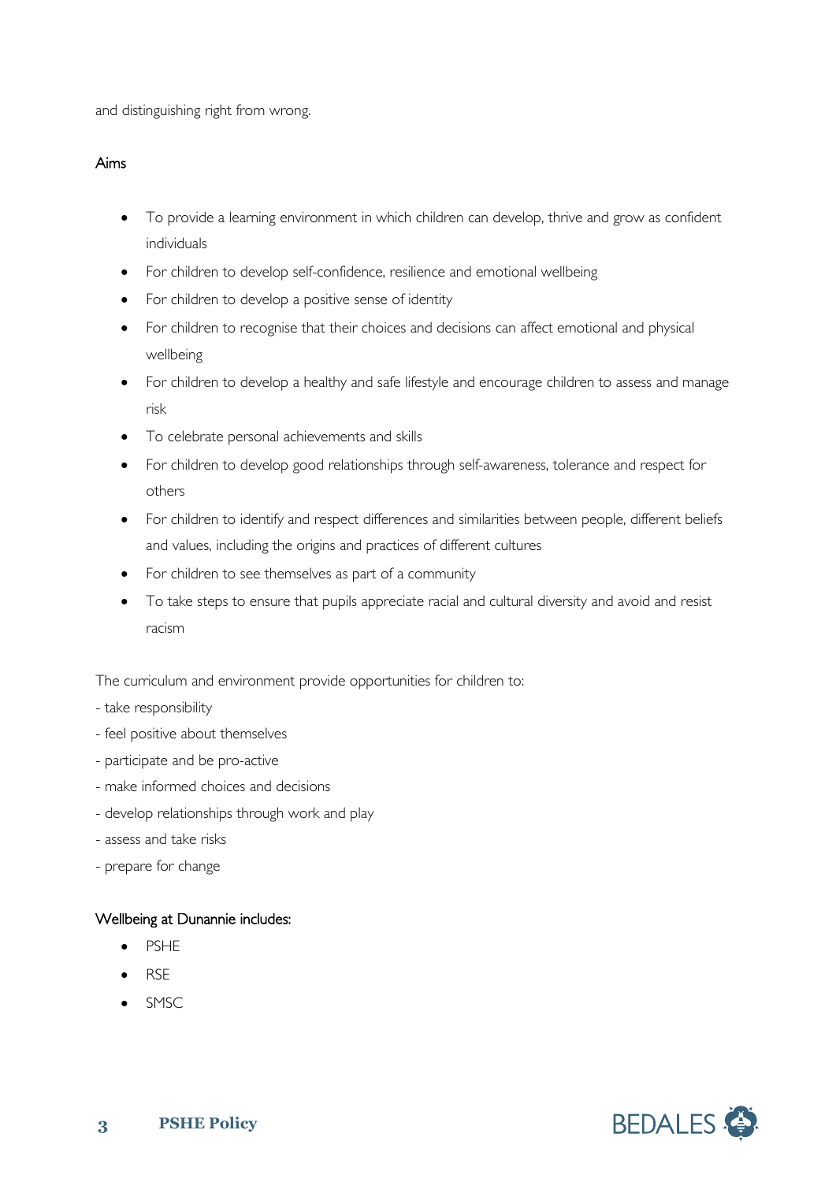and distinguishing right from wrong.

## Aims

- To provide a learning environment in which children can develop, thrive and grow as confident individuals
- For children to develop self-confidence, resilience and emotional wellbeing
- For children to develop a positive sense of identity
- For children to recognise that their choices and decisions can affect emotional and physical wellbeing
- For children to develop a healthy and safe lifestyle and encourage children to assess and manage risk
- To celebrate personal achievements and skills
- For children to develop good relationships through self-awareness, tolerance and respect for others
- For children to identify and respect differences and similarities between people, different beliefs and values, including the origins and practices of different cultures
- For children to see themselves as part of a community
- To take steps to ensure that pupils appreciate racial and cultural diversity and avoid and resist racism

The curriculum and environment provide opportunities for children to:

- take responsibility
- feel positive about themselves
- participate and be pro-active
- make informed choices and decisions
- develop relationships through work and play
- assess and take risks
- prepare for change

## Wellbeing at Dunannie includes:

- PSHE
- RSE
- SMSC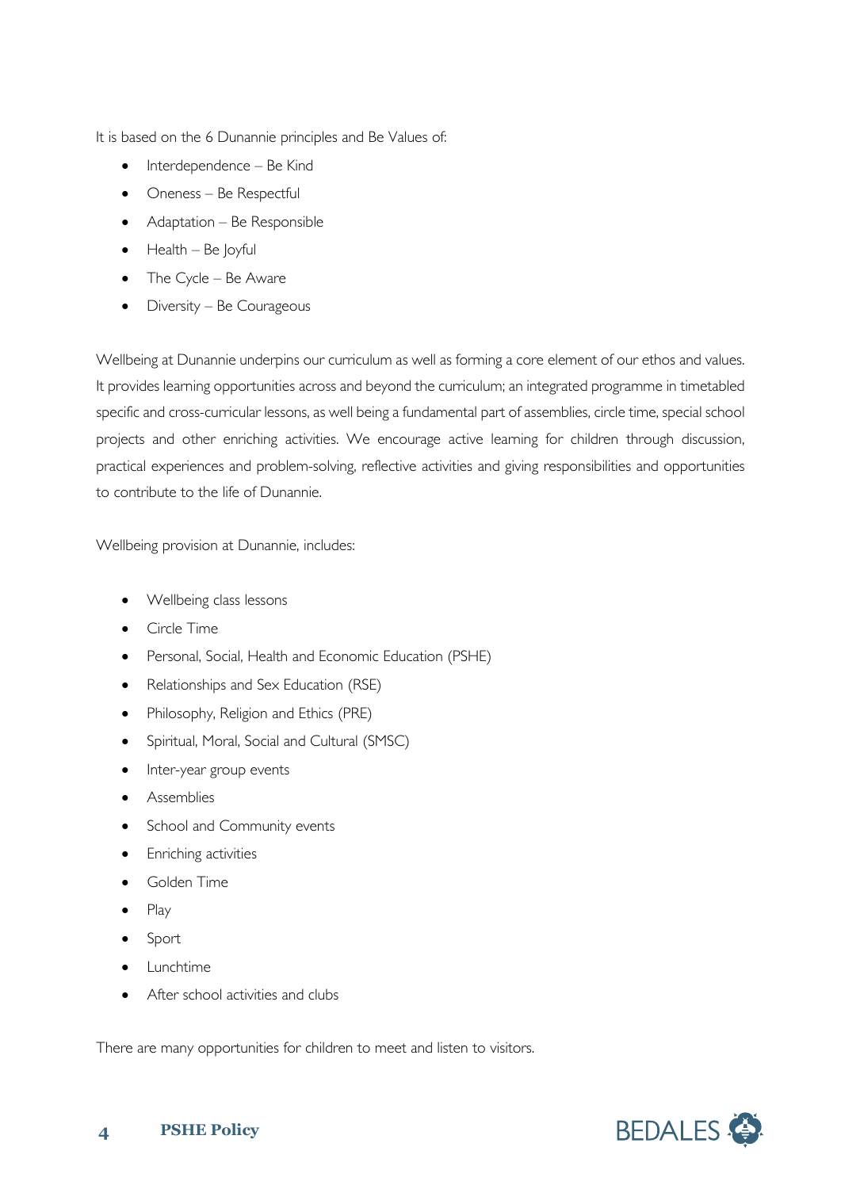It is based on the 6 Dunannie principles and Be Values of:

- Interdependence – Be Kind
- Oneness – Be Respectful
- Adaptation – Be Responsible
- Health – Be Joyful
- The Cycle – Be Aware
- Diversity – Be Courageous

Wellbeing at Dunannie underpins our curriculum as well as forming a core element of our ethos and values. It provides learning opportunities across and beyond the curriculum; an integrated programme in timetabled specific and cross-curricular lessons, as well being a fundamental part of assemblies, circle time, special school projects and other enriching activities. We encourage active learning for children through discussion, practical experiences and problem-solving, reflective activities and giving responsibilities and opportunities to contribute to the life of Dunannie.

Wellbeing provision at Dunannie, includes:

- Wellbeing class lessons
- Circle Time
- Personal, Social, Health and Economic Education (PSHE)
- Relationships and Sex Education (RSE)
- Philosophy, Religion and Ethics (PRE)
- Spiritual, Moral, Social and Cultural (SMSC)
- Inter-year group events
- Assemblies
- School and Community events
- Enriching activities
- Golden Time
- Play
- Sport
- Lunchtime
- After school activities and clubs

There are many opportunities for children to meet and listen to visitors.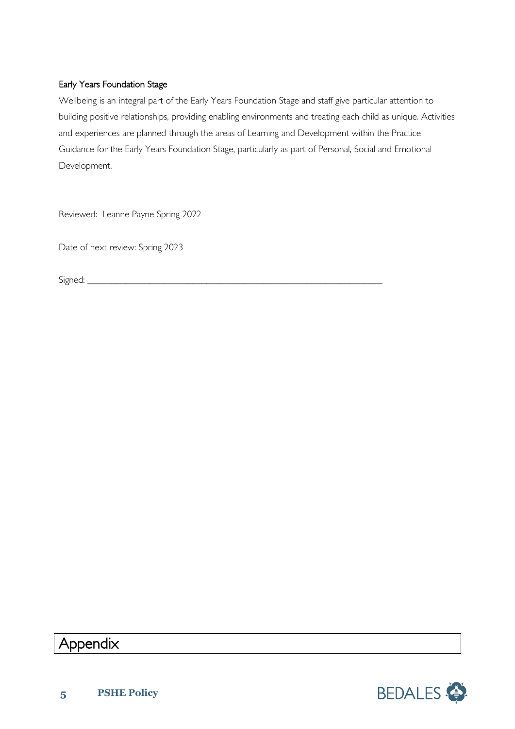### Early Years Foundation Stage

Wellbeing is an integral part of the Early Years Foundation Stage and staff give particular attention to building positive relationships, providing enabling environments and treating each child as unique. Activities and experiences are planned through the areas of Learning and Development within the Practice Guidance for the Early Years Foundation Stage, particularly as part of Personal, Social and Emotional Development.

Reviewed: Leanne Payne Spring 2022

Date of next review: Spring 2023

Signed: ____________________________________________________________

## Appendix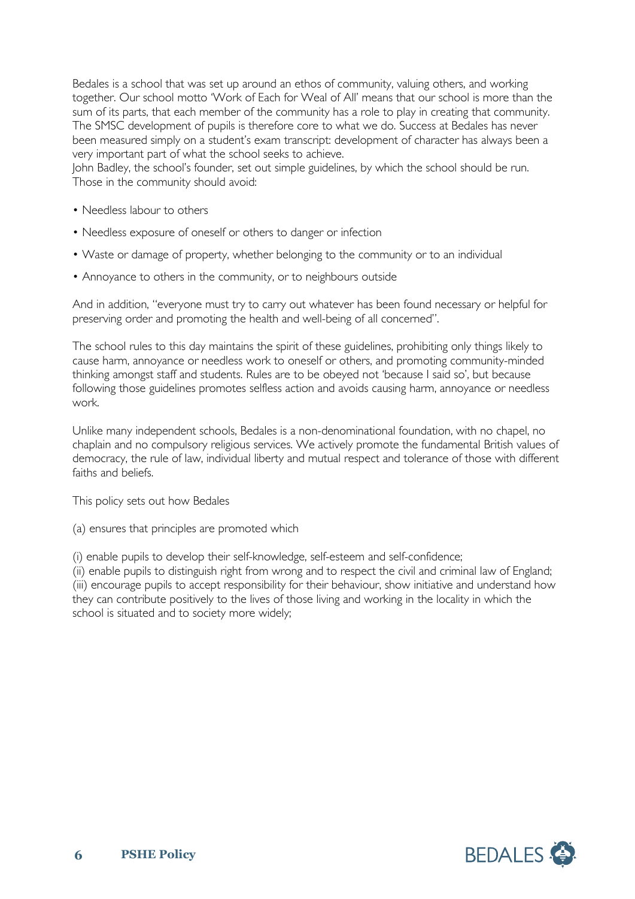Bedales is a school that was set up around an ethos of community, valuing others, and working together. Our school motto 'Work of Each for Weal of All' means that our school is more than the sum of its parts, that each member of the community has a role to play in creating that community. The SMSC development of pupils is therefore core to what we do. Success at Bedales has never been measured simply on a student's exam transcript: development of character has always been a very important part of what the school seeks to achieve.
John Badley, the school's founder, set out simple guidelines, by which the school should be run. Those in the community should avoid:

- Needless labour to others
- Needless exposure of oneself or others to danger or infection
- Waste or damage of property, whether belonging to the community or to an individual
- Annoyance to others in the community, or to neighbours outside

And in addition, "everyone must try to carry out whatever has been found necessary or helpful for preserving order and promoting the health and well-being of all concerned".

The school rules to this day maintains the spirit of these guidelines, prohibiting only things likely to cause harm, annoyance or needless work to oneself or others, and promoting community-minded thinking amongst staff and students. Rules are to be obeyed not 'because I said so', but because following those guidelines promotes selfless action and avoids causing harm, annoyance or needless work.

Unlike many independent schools, Bedales is a non-denominational foundation, with no chapel, no chaplain and no compulsory religious services. We actively promote the fundamental British values of democracy, the rule of law, individual liberty and mutual respect and tolerance of those with different faiths and beliefs.

This policy sets out how Bedales

(a) ensures that principles are promoted which

(i) enable pupils to develop their self-knowledge, self-esteem and self-confidence;
(ii) enable pupils to distinguish right from wrong and to respect the civil and criminal law of England;
(iii) encourage pupils to accept responsibility for their behaviour, show initiative and understand how they can contribute positively to the lives of those living and working in the locality in which the school is situated and to society more widely;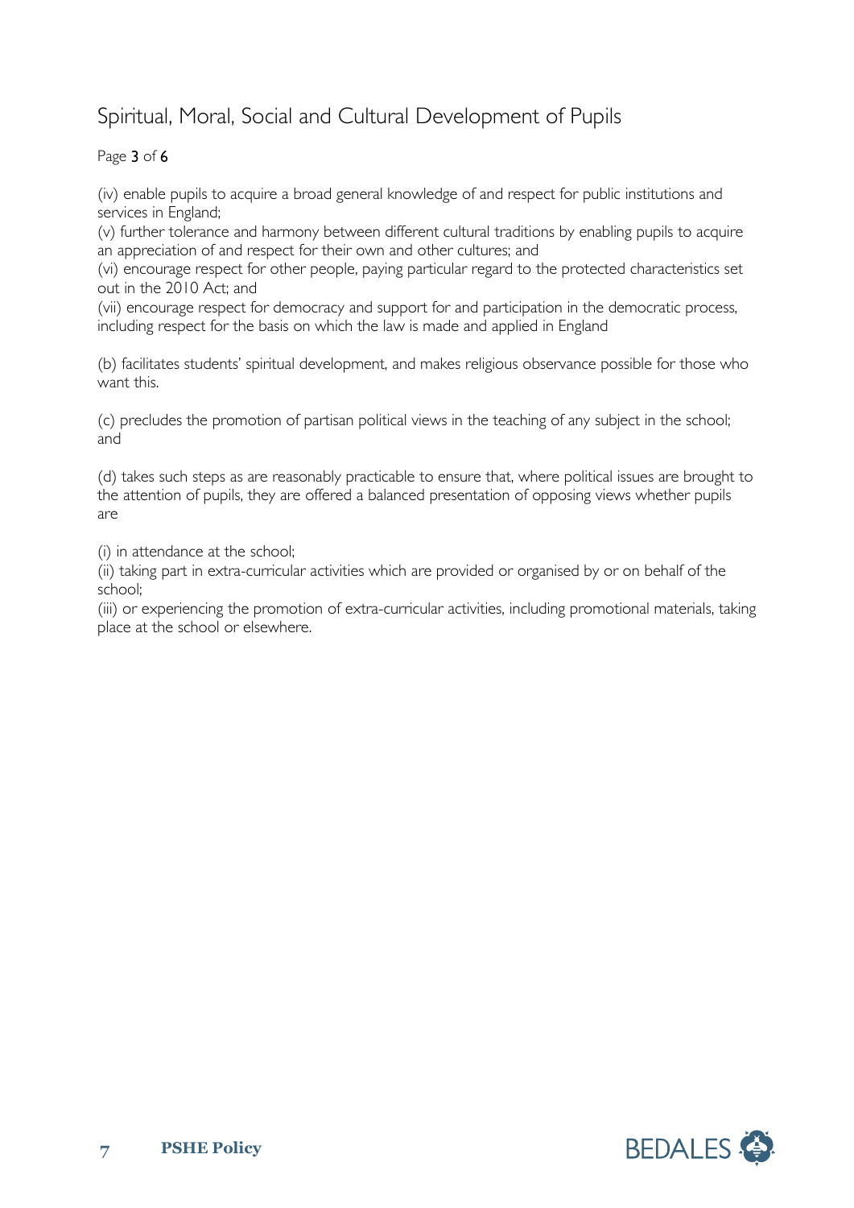(iv) enable pupils to acquire a broad general knowledge of and respect for public institutions and services in England;
(v) further tolerance and harmony between different cultural traditions by enabling pupils to acquire an appreciation of and respect for their own and other cultures; and
(vi) encourage respect for other people, paying particular regard to the protected characteristics set out in the 2010 Act; and
(vii) encourage respect for democracy and support for and participation in the democratic process, including respect for the basis on which the law is made and applied in England

(b) facilitates students' spiritual development, and makes religious observance possible for those who want this.

(c) precludes the promotion of partisan political views in the teaching of any subject in the school; and

(d) takes such steps as are reasonably practicable to ensure that, where political issues are brought to the attention of pupils, they are offered a balanced presentation of opposing views whether pupils are

(i) in attendance at the school;
(ii) taking part in extra-curricular activities which are provided or organised by or on behalf of the school;
(iii) or experiencing the promotion of extra-curricular activities, including promotional materials, taking place at the school or elsewhere.